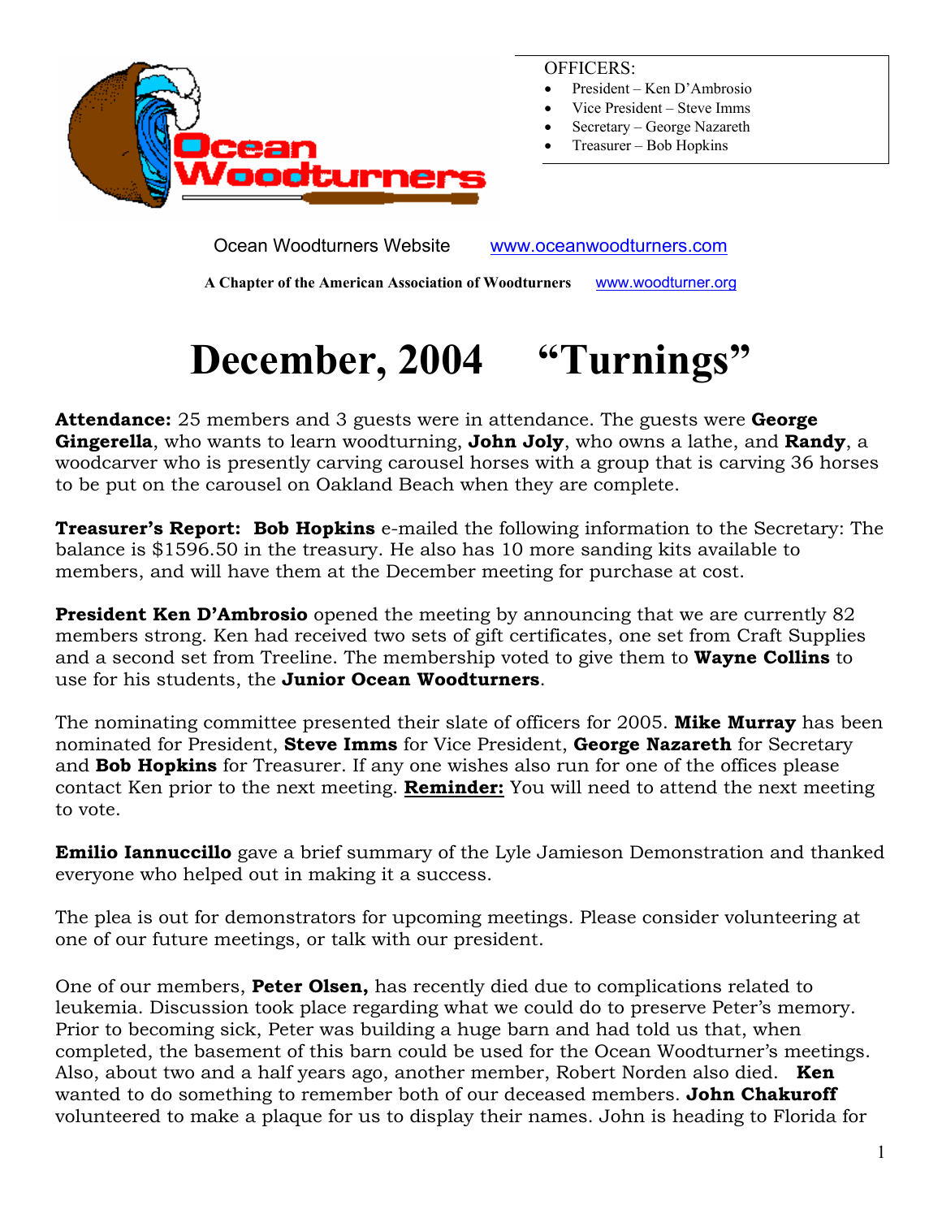OFFICERS:

- President – Ken D'Ambrosio
- Vice President – Steve Imms
- Secretary – George Nazareth
- Treasurer – Bob Hopkins

Ocean Woodturners Website www.oceanwoodturners.com

**A Chapter of the American Association of Woodturners** www.woodturner.org

# December, 2004 "Turnings"

**Attendance:** 25 members and 3 guests were in attendance. The guests were **George Gingerella**, who wants to learn woodturning, **John Joly**, who owns a lathe, and **Randy**, a woodcarver who is presently carving carousel horses with a group that is carving 36 horses to be put on the carousel on Oakland Beach when they are complete.

**Treasurer's Report: Bob Hopkins** e-mailed the following information to the Secretary: The balance is $1596.50 in the treasury. He also has 10 more sanding kits available to members, and will have them at the December meeting for purchase at cost.

**President Ken D'Ambrosio** opened the meeting by announcing that we are currently 82 members strong. Ken had received two sets of gift certificates, one set from Craft Supplies and a second set from Treeline. The membership voted to give them to **Wayne Collins** to use for his students, the **Junior Ocean Woodturners**.

The nominating committee presented their slate of officers for 2005. **Mike Murray** has been nominated for President, **Steve Imms** for Vice President, **George Nazareth** for Secretary and **Bob Hopkins** for Treasurer. If any one wishes also run for one of the offices please contact Ken prior to the next meeting. **Reminder:** You will need to attend the next meeting to vote.

**Emilio Iannuccillo** gave a brief summary of the Lyle Jamieson Demonstration and thanked everyone who helped out in making it a success.

The plea is out for demonstrators for upcoming meetings. Please consider volunteering at one of our future meetings, or talk with our president.

One of our members, **Peter Olsen,** has recently died due to complications related to leukemia. Discussion took place regarding what we could do to preserve Peter's memory. Prior to becoming sick, Peter was building a huge barn and had told us that, when completed, the basement of this barn could be used for the Ocean Woodturner's meetings. Also, about two and a half years ago, another member, Robert Norden also died. **Ken** wanted to do something to remember both of our deceased members. **John Chakuroff** volunteered to make a plaque for us to display their names. John is heading to Florida for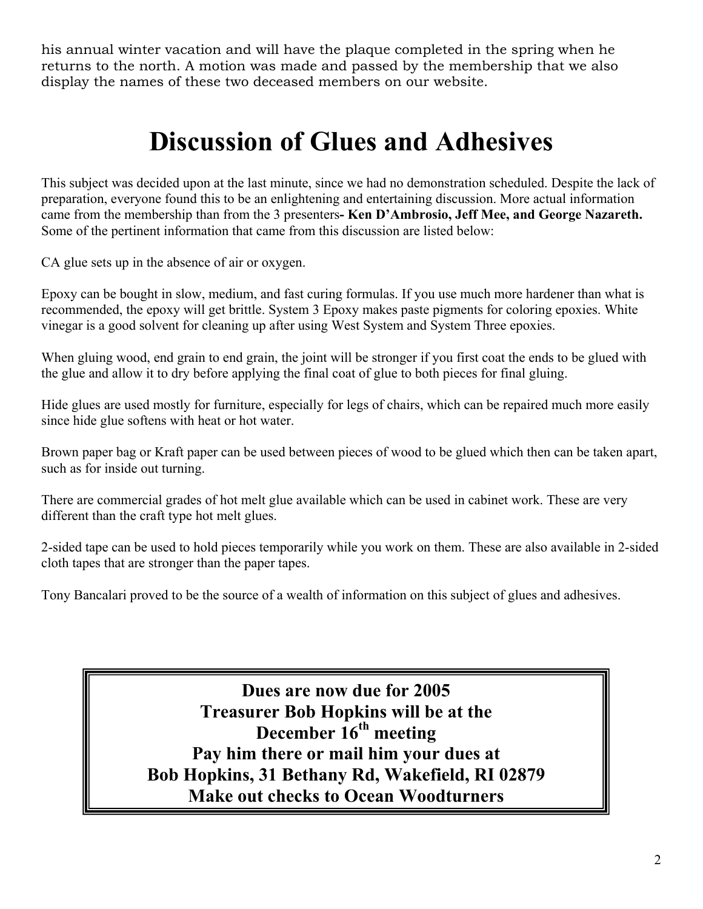his annual winter vacation and will have the plaque completed in the spring when he returns to the north. A motion was made and passed by the membership that we also display the names of these two deceased members on our website.

# Discussion of Glues and Adhesives

This subject was decided upon at the last minute, since we had no demonstration scheduled. Despite the lack of preparation, everyone found this to be an enlightening and entertaining discussion. More actual information came from the membership than from the 3 presenters**- Ken D'Ambrosio, Jeff Mee, and George Nazareth.** Some of the pertinent information that came from this discussion are listed below:

CA glue sets up in the absence of air or oxygen.

Epoxy can be bought in slow, medium, and fast curing formulas. If you use much more hardener than what is recommended, the epoxy will get brittle. System 3 Epoxy makes paste pigments for coloring epoxies. White vinegar is a good solvent for cleaning up after using West System and System Three epoxies.

When gluing wood, end grain to end grain, the joint will be stronger if you first coat the ends to be glued with the glue and allow it to dry before applying the final coat of glue to both pieces for final gluing.

Hide glues are used mostly for furniture, especially for legs of chairs, which can be repaired much more easily since hide glue softens with heat or hot water.

Brown paper bag or Kraft paper can be used between pieces of wood to be glued which then can be taken apart, such as for inside out turning.

There are commercial grades of hot melt glue available which can be used in cabinet work. These are very different than the craft type hot melt glues.

2-sided tape can be used to hold pieces temporarily while you work on them. These are also available in 2-sided cloth tapes that are stronger than the paper tapes.

Tony Bancalari proved to be the source of a wealth of information on this subject of glues and adhesives.

**Dues are now due for 2005**
**Treasurer Bob Hopkins will be at the December 16th meeting**
**Pay him there or mail him your dues at**
**Bob Hopkins, 31 Bethany Rd, Wakefield, RI 02879**
**Make out checks to Ocean Woodturners**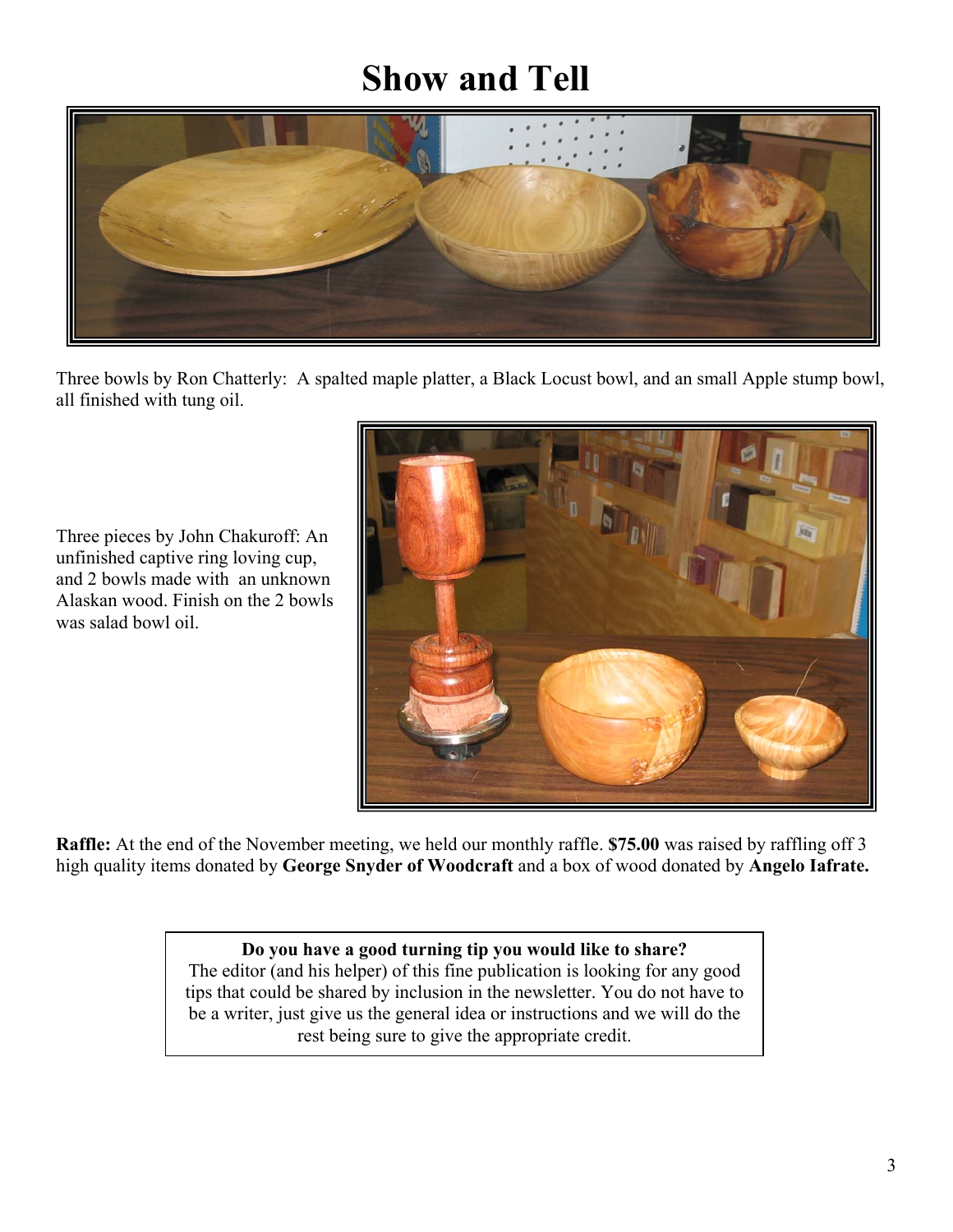# Show and Tell

Three bowls by Ron Chatterly: A spalted maple platter, a Black Locust bowl, and an small Apple stump bowl, all finished with tung oil.

Three pieces by John Chakuroff: An unfinished captive ring loving cup, and 2 bowls made with an unknown Alaskan wood. Finish on the 2 bowls was salad bowl oil.

**Raffle:** At the end of the November meeting, we held our monthly raffle. **$75.00** was raised by raffling off 3 high quality items donated by **George Snyder of Woodcraft** and a box of wood donated by **Angelo Iafrate.**

**Do you have a good turning tip you would like to share?**
The editor (and his helper) of this fine publication is looking for any good tips that could be shared by inclusion in the newsletter. You do not have to be a writer, just give us the general idea or instructions and we will do the rest being sure to give the appropriate credit.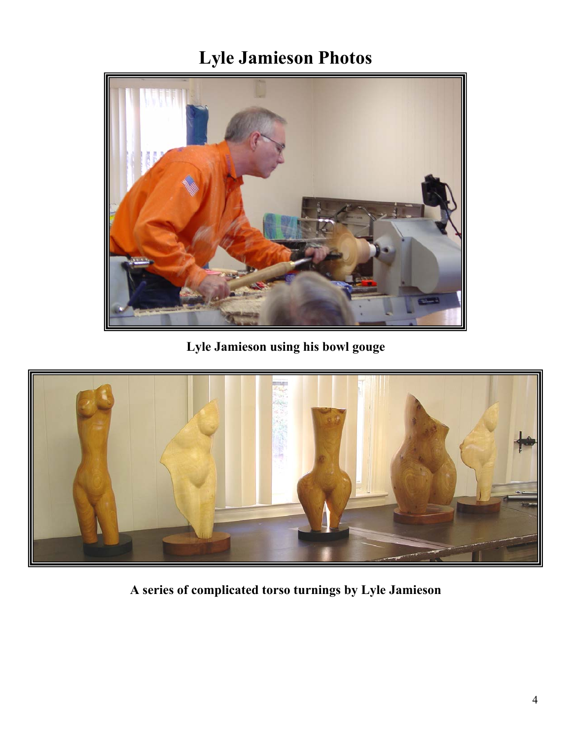# Lyle Jamieson Photos

**Lyle Jamieson using his bowl gouge**

**A series of complicated torso turnings by Lyle Jamieson**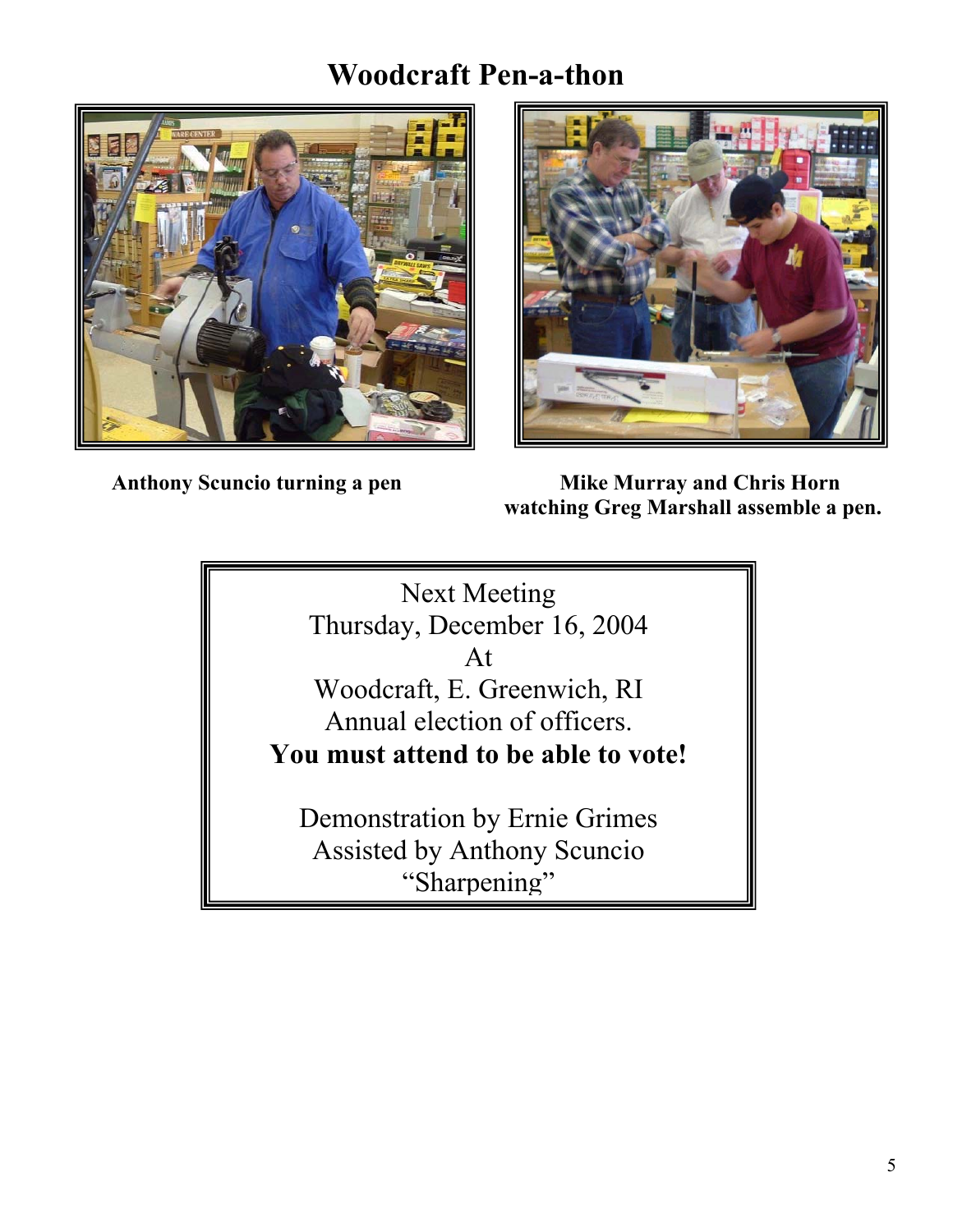# Woodcraft Pen-a-thon

**Anthony Scuncio turning a pen**

**Mike Murray and Chris Horn watching Greg Marshall assemble a pen.**

Next Meeting
Thursday, December 16, 2004
At
Woodcraft, E. Greenwich, RI
Annual election of officers.
**You must attend to be able to vote!**

Demonstration by Ernie Grimes
Assisted by Anthony Scuncio
"Sharpening"